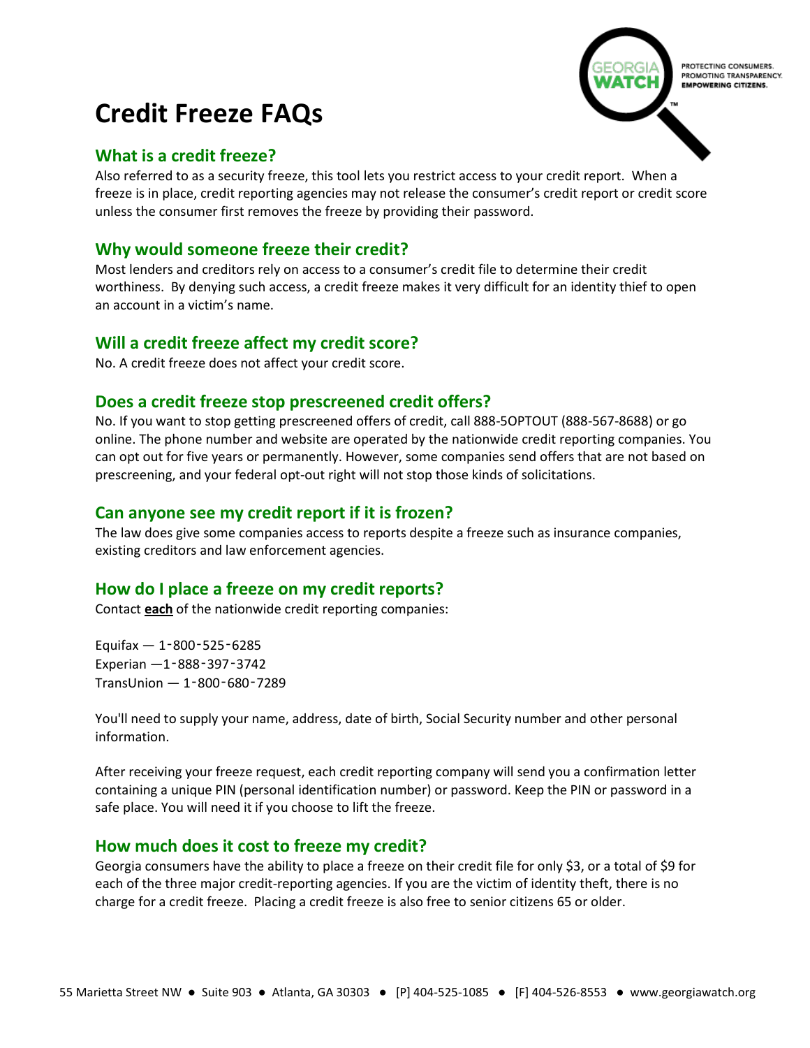# Credit Freeze FAQs

## What is a credit freeze?

Also referred to as a security freeze, this tool lets you restrict access to your credit report. When a freeze is in place, credit reporting agencies may not release the consumer's credit report or credit score unless the consumer first removes the freeze by providing their password.

## Why would someone freeze their credit?

Most lenders and creditors rely on access to a consumer's credit file to determine their credit worthiness. By denying such access, a credit freeze makes it very difficult for an identity thief to open an account in a victim's name.

## Will a credit freeze affect my credit score?

No. A credit freeze does not affect your credit score.

## Does a credit freeze stop prescreened credit offers?

No. If you want to stop getting prescreened offers of credit, call 888-5OPTOUT (888-567-8688) or go online. The phone number and website are operated by the nationwide credit reporting companies. You can opt out for five years or permanently. However, some companies send offers that are not based on prescreening, and your federal opt-out right will not stop those kinds of solicitations.

## Can anyone see my credit report if it is frozen?

The law does give some companies access to reports despite a freeze such as insurance companies, existing creditors and law enforcement agencies.

## How do I place a freeze on my credit reports?

Contact **each** of the nationwide credit reporting companies:

Equifax — 1-800-525-6285
Experian —1-888-397-3742
TransUnion — 1-800-680-7289

You'll need to supply your name, address, date of birth, Social Security number and other personal information.

After receiving your freeze request, each credit reporting company will send you a confirmation letter containing a unique PIN (personal identification number) or password. Keep the PIN or password in a safe place. You will need it if you choose to lift the freeze.

## How much does it cost to freeze my credit?

Georgia consumers have the ability to place a freeze on their credit file for only $3, or a total of $9 for each of the three major credit-reporting agencies. If you are the victim of identity theft, there is no charge for a credit freeze. Placing a credit freeze is also free to senior citizens 65 or older.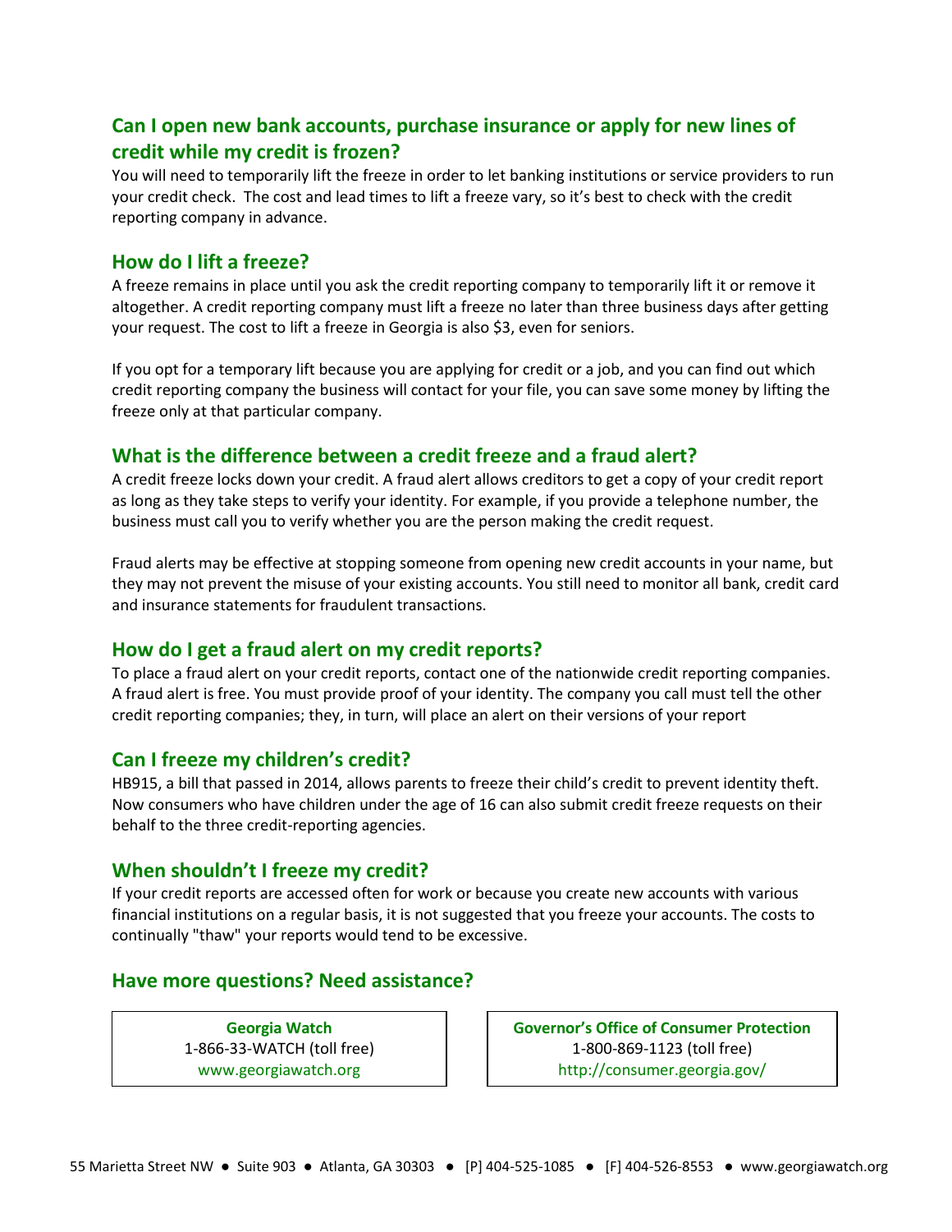## Can I open new bank accounts, purchase insurance or apply for new lines of credit while my credit is frozen?

You will need to temporarily lift the freeze in order to let banking institutions or service providers to run your credit check. The cost and lead times to lift a freeze vary, so it's best to check with the credit reporting company in advance.

## How do I lift a freeze?

A freeze remains in place until you ask the credit reporting company to temporarily lift it or remove it altogether. A credit reporting company must lift a freeze no later than three business days after getting your request. The cost to lift a freeze in Georgia is also $3, even for seniors.

If you opt for a temporary lift because you are applying for credit or a job, and you can find out which credit reporting company the business will contact for your file, you can save some money by lifting the freeze only at that particular company.

## What is the difference between a credit freeze and a fraud alert?

A credit freeze locks down your credit. A fraud alert allows creditors to get a copy of your credit report as long as they take steps to verify your identity. For example, if you provide a telephone number, the business must call you to verify whether you are the person making the credit request.

Fraud alerts may be effective at stopping someone from opening new credit accounts in your name, but they may not prevent the misuse of your existing accounts. You still need to monitor all bank, credit card and insurance statements for fraudulent transactions.

## How do I get a fraud alert on my credit reports?

To place a fraud alert on your credit reports, contact one of the nationwide credit reporting companies. A fraud alert is free. You must provide proof of your identity. The company you call must tell the other credit reporting companies; they, in turn, will place an alert on their versions of your report

## Can I freeze my children's credit?

HB915, a bill that passed in 2014, allows parents to freeze their child's credit to prevent identity theft. Now consumers who have children under the age of 16 can also submit credit freeze requests on their behalf to the three credit-reporting agencies.

## When shouldn't I freeze my credit?

If your credit reports are accessed often for work or because you create new accounts with various financial institutions on a regular basis, it is not suggested that you freeze your accounts. The costs to continually "thaw" your reports would tend to be excessive.

## Have more questions? Need assistance?

**Georgia Watch**
1-866-33-WATCH (toll free)
www.georgiawatch.org

**Governor's Office of Consumer Protection**
1-800-869-1123 (toll free)
http://consumer.georgia.gov/

55 Marietta Street NW ● Suite 903 ● Atlanta, GA 30303 ● [P] 404-525-1085 ● [F] 404-526-8553 ● www.georgiawatch.org